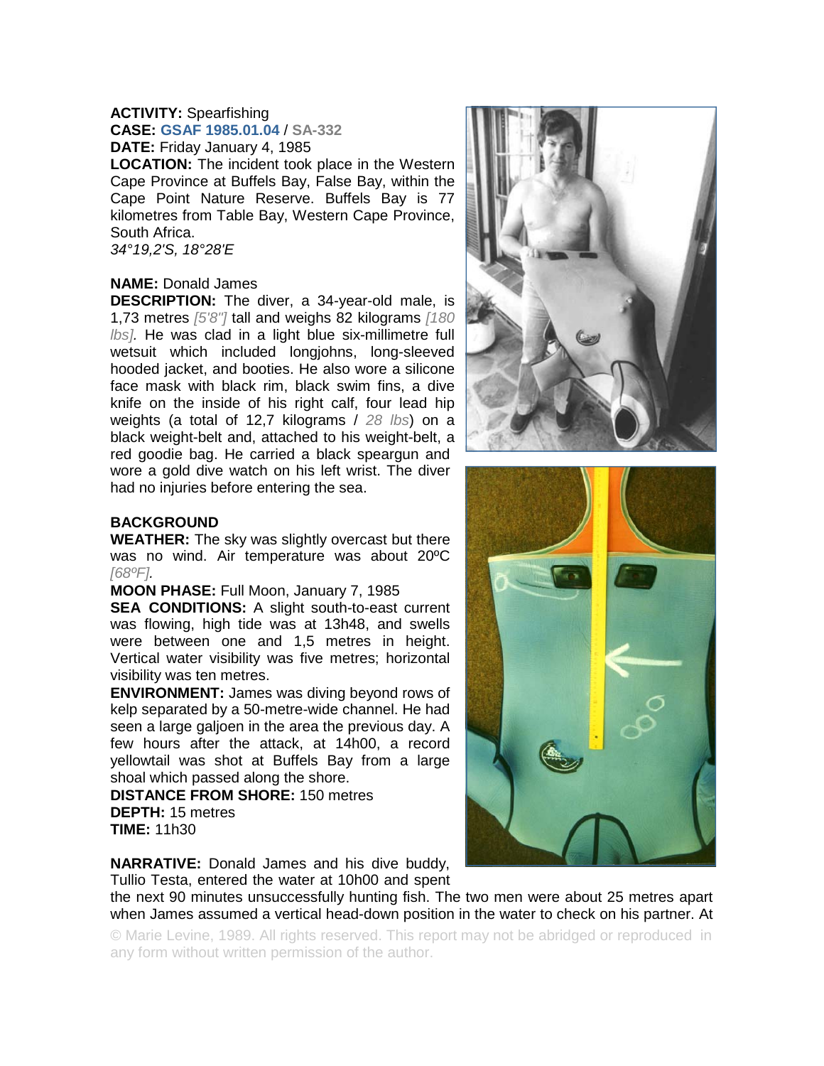**ACTIVITY:** Spearfishing
**CASE:** **GSAF 1985.01.04** / **SA-332**
**DATE:** Friday January 4, 1985
**LOCATION:** The incident took place in the Western Cape Province at Buffels Bay, False Bay, within the Cape Point Nature Reserve. Buffels Bay is 77 kilometres from Table Bay, Western Cape Province, South Africa.
*34°19,2'S, 18°28'E*

**NAME:** Donald James
**DESCRIPTION:** The diver, a 34-year-old male, is 1,73 metres *[5'8"]* tall and weighs 82 kilograms *[180 lbs]*. He was clad in a light blue six-millimetre full wetsuit which included longjohns, long-sleeved hooded jacket, and booties. He also wore a silicone face mask with black rim, black swim fins, a dive knife on the inside of his right calf, four lead hip weights (a total of 12,7 kilograms / *28 lbs*) on a black weight-belt and, attached to his weight-belt, a red goodie bag. He carried a black speargun and wore a gold dive watch on his left wrist. The diver had no injuries before entering the sea.

**BACKGROUND**
**WEATHER:** The sky was slightly overcast but there was no wind. Air temperature was about 20ºC *[68ºF]*.
**MOON PHASE:** Full Moon, January 7, 1985
**SEA CONDITIONS:** A slight south-to-east current was flowing, high tide was at 13h48, and swells were between one and 1,5 metres in height. Vertical water visibility was five metres; horizontal visibility was ten metres.
**ENVIRONMENT:** James was diving beyond rows of kelp separated by a 50-metre-wide channel. He had seen a large galjoen in the area the previous day. A few hours after the attack, at 14h00, a record yellowtail was shot at Buffels Bay from a large shoal which passed along the shore.
**DISTANCE FROM SHORE:** 150 metres
**DEPTH:** 15 metres
**TIME:** 11h30

**NARRATIVE:** Donald James and his dive buddy, Tullio Testa, entered the water at 10h00 and spent the next 90 minutes unsuccessfully hunting fish. The two men were about 25 metres apart when James assumed a vertical head-down position in the water to check on his partner. At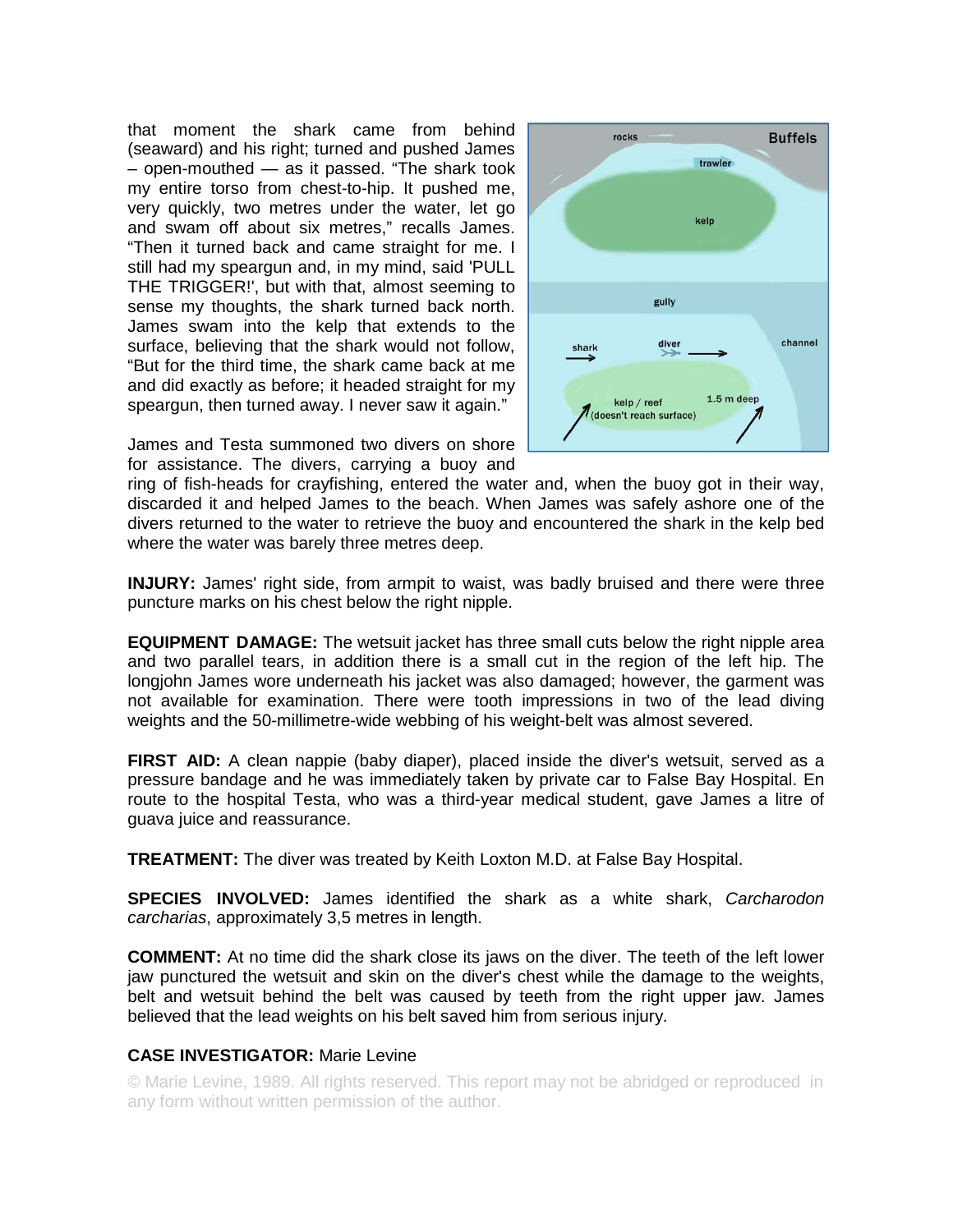that moment the shark came from behind (seaward) and his right; turned and pushed James – open-mouthed — as it passed. "The shark took my entire torso from chest-to-hip. It pushed me, very quickly, two metres under the water, let go and swam off about six metres," recalls James. "Then it turned back and came straight for me. I still had my speargun and, in my mind, said 'PULL THE TRIGGER!', but with that, almost seeming to sense my thoughts, the shark turned back north. James swam into the kelp that extends to the surface, believing that the shark would not follow, "But for the third time, the shark came back at me and did exactly as before; it headed straight for my speargun, then turned away. I never saw it again."

rocks
Buffels
trawler
kelp
gully
shark
diver
channel
kelp / reef
(doesn't reach surface)
1.5 m deep

James and Testa summoned two divers on shore for assistance. The divers, carrying a buoy and ring of fish-heads for crayfishing, entered the water and, when the buoy got in their way, discarded it and helped James to the beach. When James was safely ashore one of the divers returned to the water to retrieve the buoy and encountered the shark in the kelp bed where the water was barely three metres deep.

**INJURY:** James' right side, from armpit to waist, was badly bruised and there were three puncture marks on his chest below the right nipple.

**EQUIPMENT DAMAGE:** The wetsuit jacket has three small cuts below the right nipple area and two parallel tears, in addition there is a small cut in the region of the left hip. The longjohn James wore underneath his jacket was also damaged; however, the garment was not available for examination. There were tooth impressions in two of the lead diving weights and the 50-millimetre-wide webbing of his weight-belt was almost severed.

**FIRST AID:** A clean nappie (baby diaper), placed inside the diver's wetsuit, served as a pressure bandage and he was immediately taken by private car to False Bay Hospital. En route to the hospital Testa, who was a third-year medical student, gave James a litre of guava juice and reassurance.

**TREATMENT:** The diver was treated by Keith Loxton M.D. at False Bay Hospital.

**SPECIES INVOLVED:** James identified the shark as a white shark, *Carcharodon carcharias*, approximately 3,5 metres in length.

**COMMENT:** At no time did the shark close its jaws on the diver. The teeth of the left lower jaw punctured the wetsuit and skin on the diver's chest while the damage to the weights, belt and wetsuit behind the belt was caused by teeth from the right upper jaw. James believed that the lead weights on his belt saved him from serious injury.

**CASE INVESTIGATOR:** Marie Levine

© Marie Levine, 1989. All rights reserved. This report may not be abridged or reproduced in any form without written permission of the author.